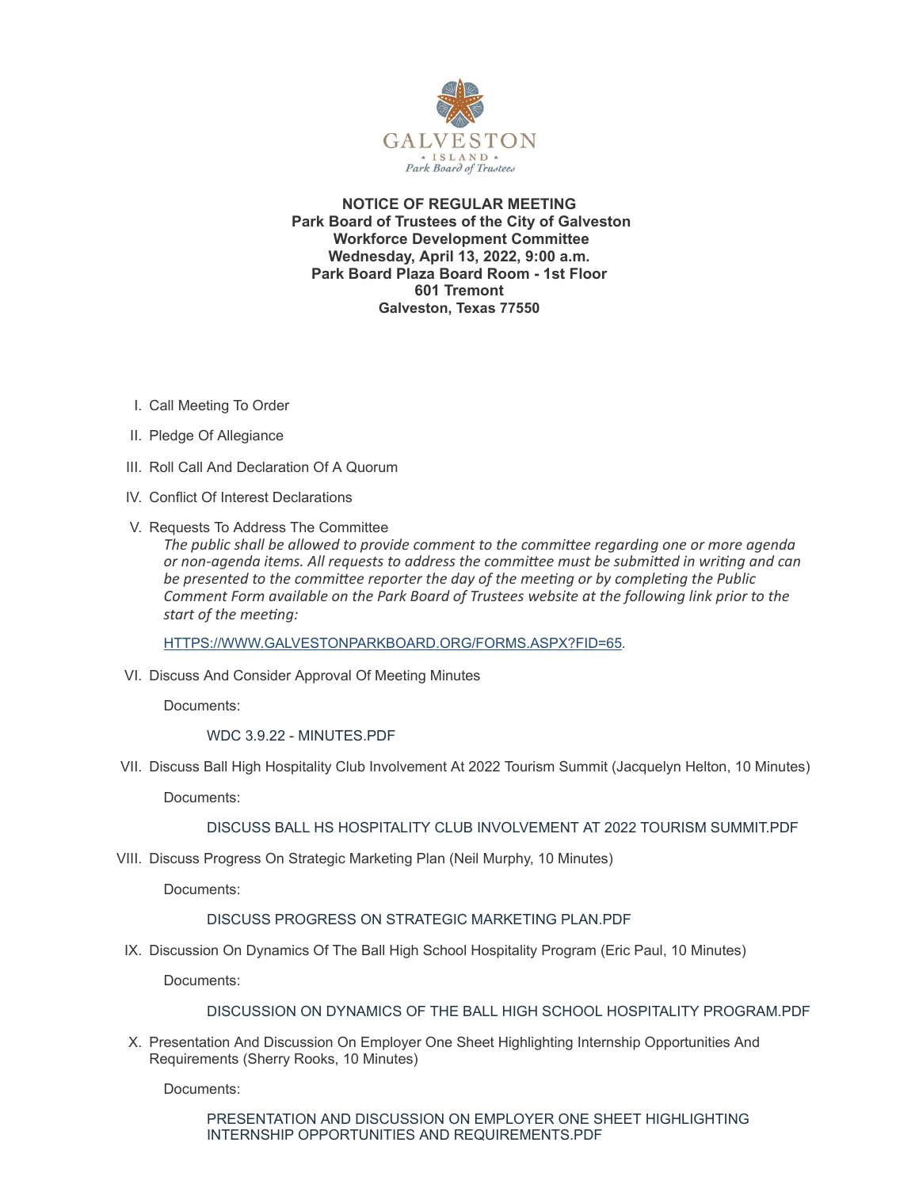GALVESTON
* ISLAND *
Park Board of Trustees

**NOTICE OF REGULAR MEETING**
**Park Board of Trustees of the City of Galveston**
**Workforce Development Committee**
**Wednesday, April 13, 2022, 9:00 a.m.**
**Park Board Plaza Board Room - 1st Floor**
**601 Tremont**
**Galveston, Texas 77550**

I. Call Meeting To Order

II. Pledge Of Allegiance

III. Roll Call And Declaration Of A Quorum

IV. Conflict Of Interest Declarations

V. Requests To Address The Committee

*The public shall be allowed to provide comment to the committee regarding one or more agenda or non-agenda items. All requests to address the committee must be submitted in writing and can be presented to the committee reporter the day of the meeting or by completing the Public Comment Form available on the Park Board of Trustees website at the following link prior to the start of the meeting:*

[HTTPS://WWW.GALVESTONPARKBOARD.ORG/FORMS.ASPX?FID=65](HTTPS://WWW.GALVESTONPARKBOARD.ORG/FORMS.ASPX?FID=65).

VI. Discuss And Consider Approval Of Meeting Minutes

Documents:

WDC 3.9.22 - MINUTES.PDF

VII. Discuss Ball High Hospitality Club Involvement At 2022 Tourism Summit (Jacquelyn Helton, 10 Minutes)

Documents:

DISCUSS BALL HS HOSPITALITY CLUB INVOLVEMENT AT 2022 TOURISM SUMMIT.PDF

VIII. Discuss Progress On Strategic Marketing Plan (Neil Murphy, 10 Minutes)

Documents:

DISCUSS PROGRESS ON STRATEGIC MARKETING PLAN.PDF

IX. Discussion On Dynamics Of The Ball High School Hospitality Program (Eric Paul, 10 Minutes)

Documents:

DISCUSSION ON DYNAMICS OF THE BALL HIGH SCHOOL HOSPITALITY PROGRAM.PDF

X. Presentation And Discussion On Employer One Sheet Highlighting Internship Opportunities And Requirements (Sherry Rooks, 10 Minutes)

Documents:

PRESENTATION AND DISCUSSION ON EMPLOYER ONE SHEET HIGHLIGHTING INTERNSHIP OPPORTUNITIES AND REQUIREMENTS.PDF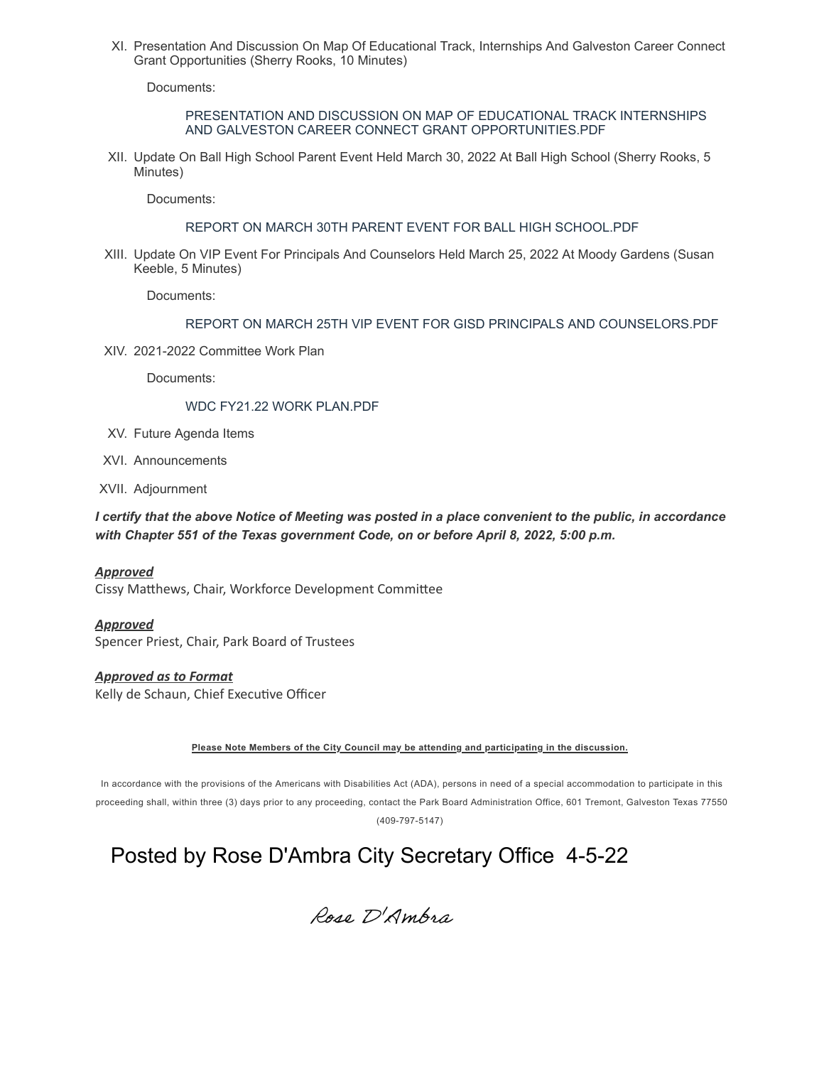XI. Presentation And Discussion On Map Of Educational Track, Internships And Galveston Career Connect Grant Opportunities (Sherry Rooks, 10 Minutes)

Documents:

PRESENTATION AND DISCUSSION ON MAP OF EDUCATIONAL TRACK INTERNSHIPS AND GALVESTON CAREER CONNECT GRANT OPPORTUNITIES.PDF

XII. Update On Ball High School Parent Event Held March 30, 2022 At Ball High School (Sherry Rooks, 5 Minutes)

Documents:

REPORT ON MARCH 30TH PARENT EVENT FOR BALL HIGH SCHOOL.PDF

XIII. Update On VIP Event For Principals And Counselors Held March 25, 2022 At Moody Gardens (Susan Keeble, 5 Minutes)

Documents:

REPORT ON MARCH 25TH VIP EVENT FOR GISD PRINCIPALS AND COUNSELORS.PDF

XIV. 2021-2022 Committee Work Plan

Documents:

WDC FY21.22 WORK PLAN.PDF

XV. Future Agenda Items

XVI. Announcements

XVII. Adjournment

***I certify that the above Notice of Meeting was posted in a place convenient to the public, in accordance with Chapter 551 of the Texas government Code, on or before April 8, 2022, 5:00 p.m.***

***Approved***
Cissy Matthews, Chair, Workforce Development Committee

***Approved***
Spencer Priest, Chair, Park Board of Trustees

***Approved as to Format***
Kelly de Schaun, Chief Executive Officer

**Please Note Members of the City Council may be attending and participating in the discussion.**

In accordance with the provisions of the Americans with Disabilities Act (ADA), persons in need of a special accommodation to participate in this proceeding shall, within three (3) days prior to any proceeding, contact the Park Board Administration Office, 601 Tremont, Galveston Texas 77550 (409-797-5147)

Posted by Rose D'Ambra City Secretary Office 4-5-22

Rose D'Ambra